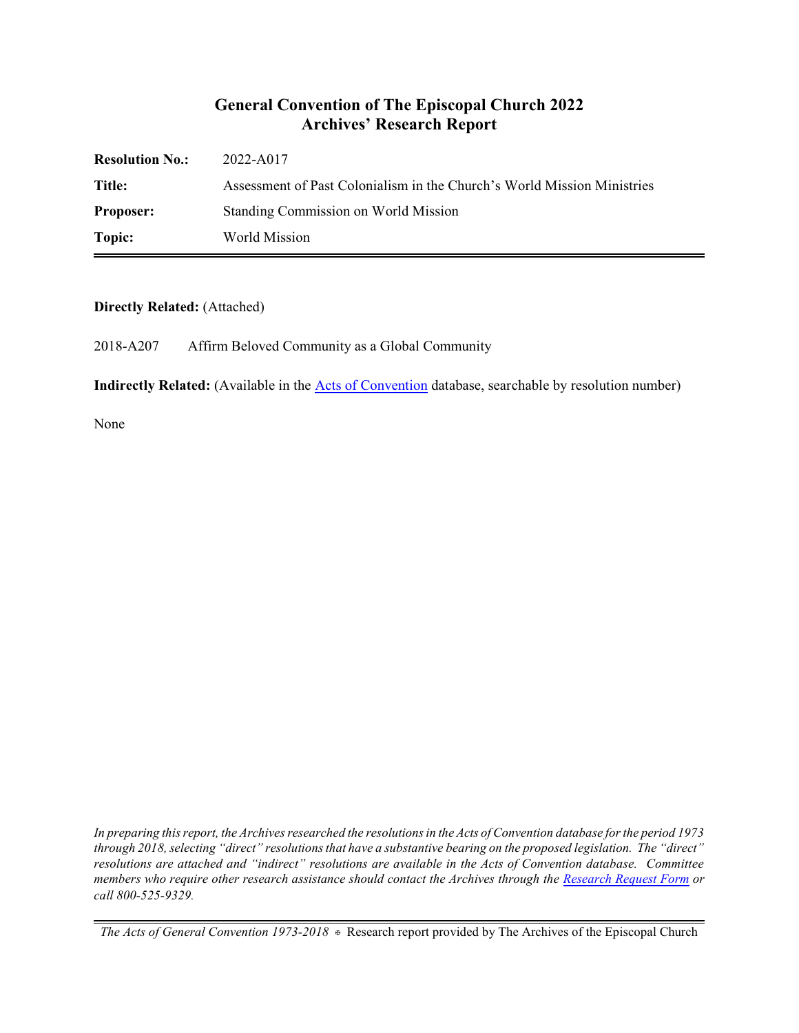# General Convention of The Episcopal Church 2022
## Archives' Research Report

| | |
|---|---|
| **Resolution No.:** | 2022-A017 |
| **Title:** | Assessment of Past Colonialism in the Church's World Mission Ministries |
| **Proposer:** | Standing Commission on World Mission |
| **Topic:** | World Mission |

**Directly Related:** (Attached)

2018-A207 Affirm Beloved Community as a Global Community

**Indirectly Related:** (Available in the Acts of Convention database, searchable by resolution number)

None

*In preparing this report, the Archives researched the resolutions in the Acts of Convention database for the period 1973 through 2018, selecting "direct" resolutions that have a substantive bearing on the proposed legislation. The "direct" resolutions are attached and "indirect" resolutions are available in the Acts of Convention database. Committee members who require other research assistance should contact the Archives through the Research Request Form or call 800-525-9329.*

*The Acts of General Convention 1973-2018* ⊕ Research report provided by The Archives of the Episcopal Church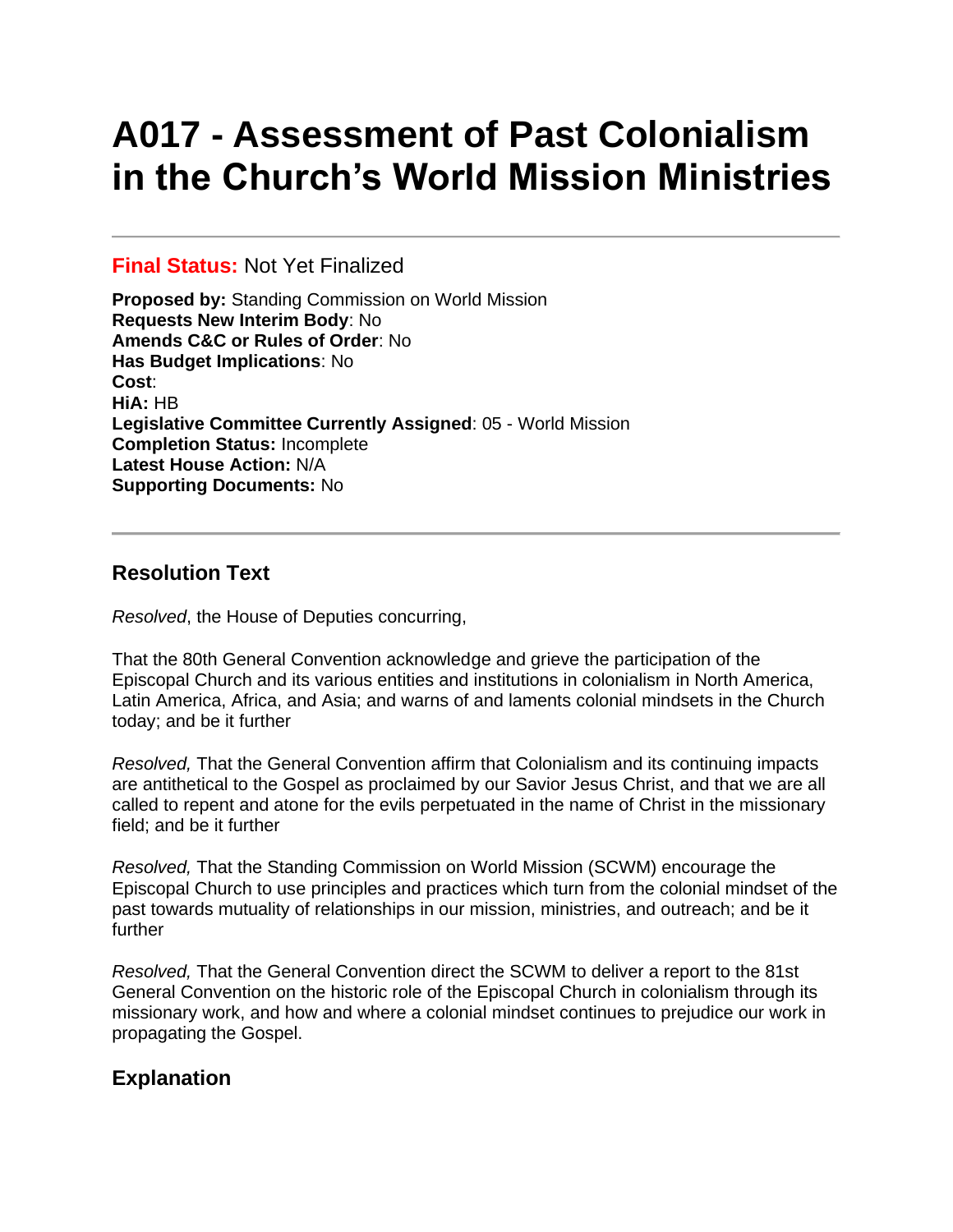# A017 - Assessment of Past Colonialism in the Church's World Mission Ministries

**Final Status:** Not Yet Finalized

**Proposed by:** Standing Commission on World Mission
**Requests New Interim Body**: No
**Amends C&C or Rules of Order**: No
**Has Budget Implications**: No
**Cost**:
**HiA:** HB
**Legislative Committee Currently Assigned**: 05 - World Mission
**Completion Status:** Incomplete
**Latest House Action:** N/A
**Supporting Documents:** No

## Resolution Text

*Resolved*, the House of Deputies concurring,

That the 80th General Convention acknowledge and grieve the participation of the Episcopal Church and its various entities and institutions in colonialism in North America, Latin America, Africa, and Asia; and warns of and laments colonial mindsets in the Church today; and be it further

*Resolved,* That the General Convention affirm that Colonialism and its continuing impacts are antithetical to the Gospel as proclaimed by our Savior Jesus Christ, and that we are all called to repent and atone for the evils perpetuated in the name of Christ in the missionary field; and be it further

*Resolved,* That the Standing Commission on World Mission (SCWM) encourage the Episcopal Church to use principles and practices which turn from the colonial mindset of the past towards mutuality of relationships in our mission, ministries, and outreach; and be it further

*Resolved,* That the General Convention direct the SCWM to deliver a report to the 81st General Convention on the historic role of the Episcopal Church in colonialism through its missionary work, and how and where a colonial mindset continues to prejudice our work in propagating the Gospel.

## Explanation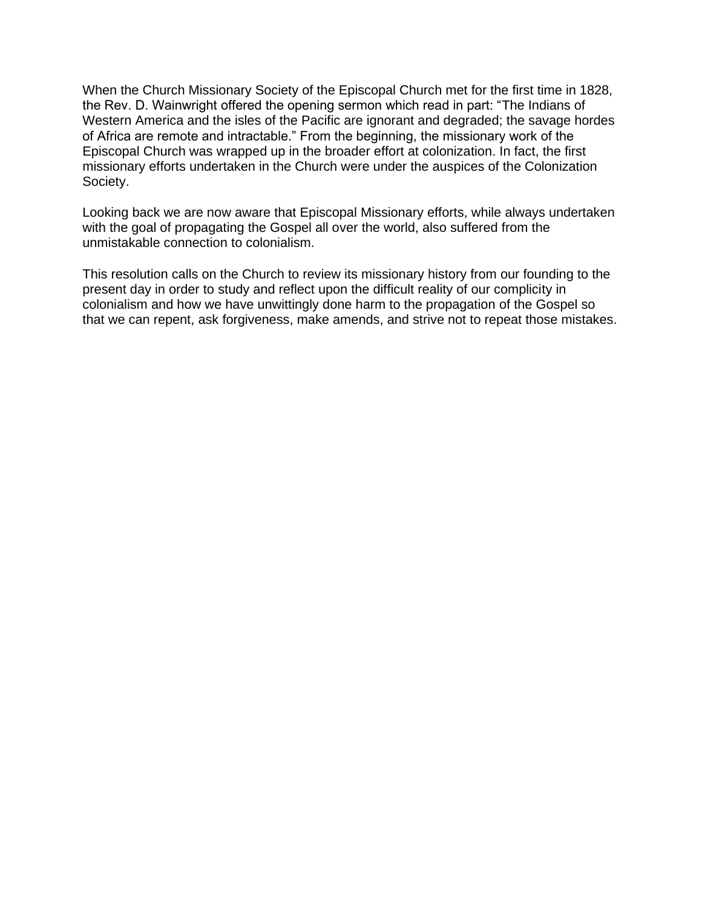When the Church Missionary Society of the Episcopal Church met for the first time in 1828, the Rev. D. Wainwright offered the opening sermon which read in part: “The Indians of Western America and the isles of the Pacific are ignorant and degraded; the savage hordes of Africa are remote and intractable.” From the beginning, the missionary work of the Episcopal Church was wrapped up in the broader effort at colonization. In fact, the first missionary efforts undertaken in the Church were under the auspices of the Colonization Society.

Looking back we are now aware that Episcopal Missionary efforts, while always undertaken with the goal of propagating the Gospel all over the world, also suffered from the unmistakable connection to colonialism.

This resolution calls on the Church to review its missionary history from our founding to the present day in order to study and reflect upon the difficult reality of our complicity in colonialism and how we have unwittingly done harm to the propagation of the Gospel so that we can repent, ask forgiveness, make amends, and strive not to repeat those mistakes.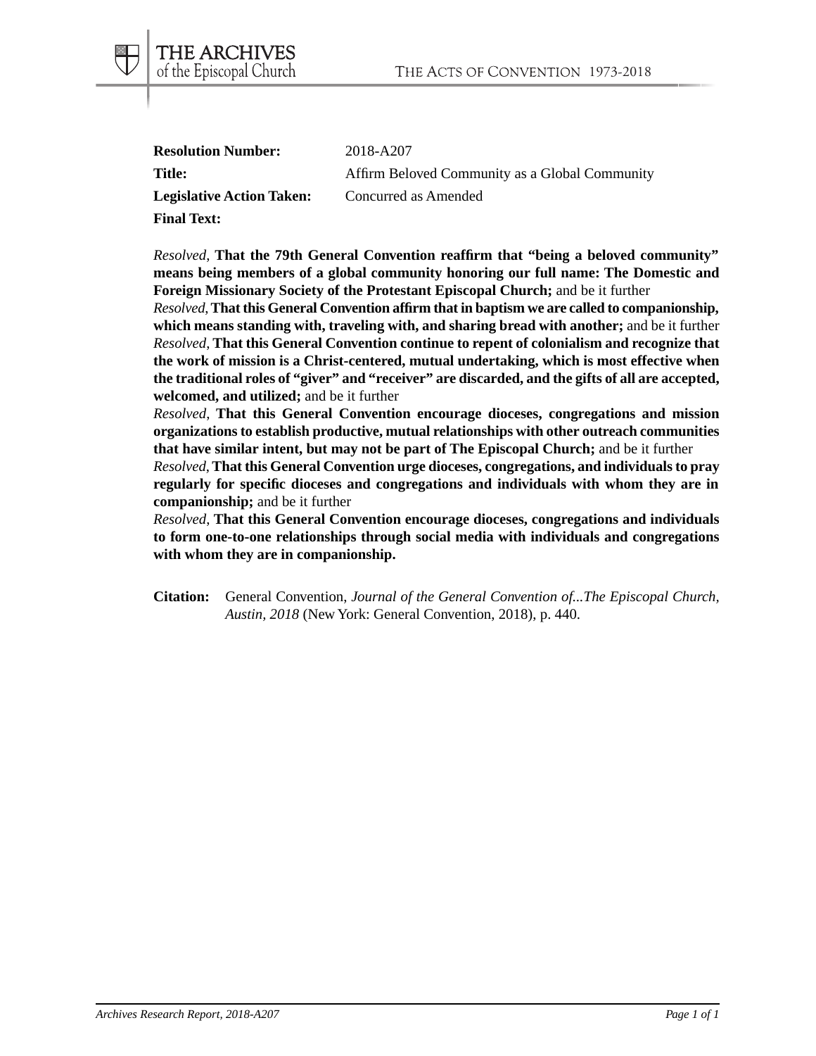**Resolution Number:** 2018-A207

**Title:** Affirm Beloved Community as a Global Community

**Legislative Action Taken:** Concurred as Amended

**Final Text:**

*Resolved,* **That the 79th General Convention reaffirm that "being a beloved community" means being members of a global community honoring our full name: The Domestic and Foreign Missionary Society of the Protestant Episcopal Church;** and be it further

*Resolved,* **That this General Convention affirm that in baptism we are called to companionship, which means standing with, traveling with, and sharing bread with another;** and be it further

*Resolved,* **That this General Convention continue to repent of colonialism and recognize that the work of mission is a Christ-centered, mutual undertaking, which is most effective when the traditional roles of "giver" and "receiver" are discarded, and the gifts of all are accepted, welcomed, and utilized;** and be it further

*Resolved,* **That this General Convention encourage dioceses, congregations and mission organizations to establish productive, mutual relationships with other outreach communities that have similar intent, but may not be part of The Episcopal Church;** and be it further

*Resolved,* **That this General Convention urge dioceses, congregations, and individuals to pray regularly for specific dioceses and congregations and individuals with whom they are in companionship;** and be it further

*Resolved,* **That this General Convention encourage dioceses, congregations and individuals to form one-to-one relationships through social media with individuals and congregations with whom they are in companionship.**

**Citation:** General Convention, *Journal of the General Convention of...The Episcopal Church, Austin, 2018* (New York: General Convention, 2018), p. 440.